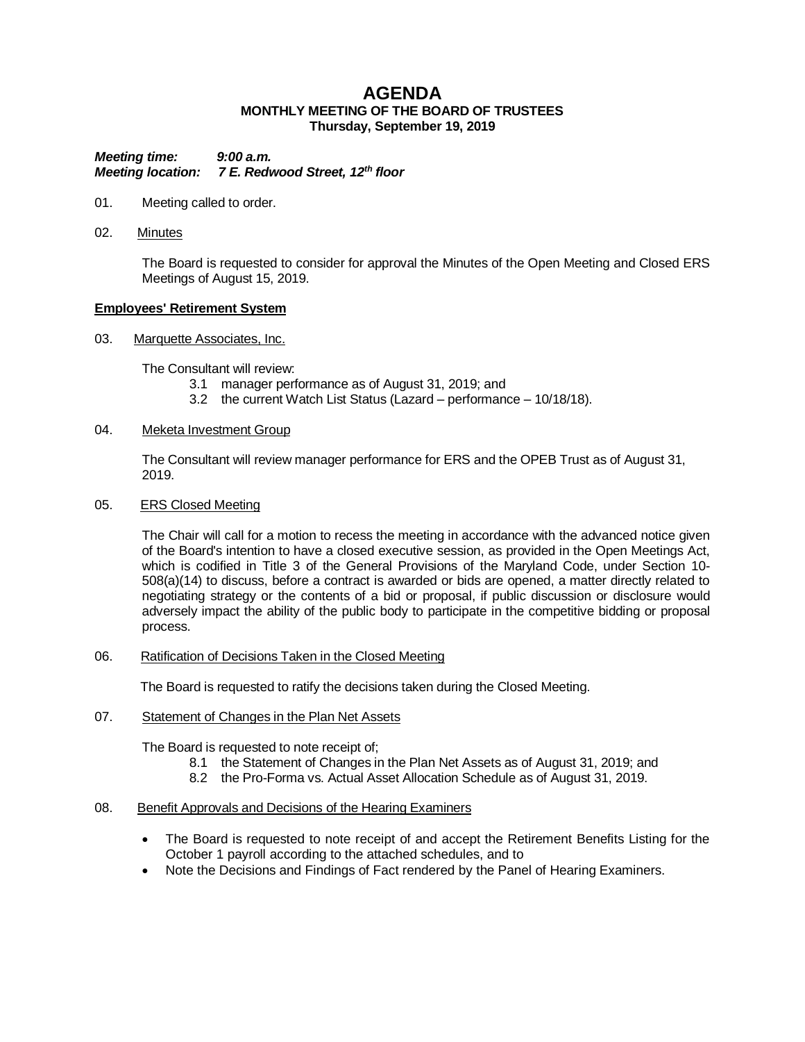# AGENDA

**MONTHLY MEETING OF THE BOARD OF TRUSTEES**
**Thursday, September 19, 2019**

***Meeting time:*** ***9:00 a.m.***
***Meeting location:*** ***7 E. Redwood Street, 12th floor***

01. Meeting called to order.

02. Minutes

    The Board is requested to consider for approval the Minutes of the Open Meeting and Closed ERS Meetings of August 15, 2019.

**Employees' Retirement System**

03. Marquette Associates, Inc.

    The Consultant will review:
    - 3.1 manager performance as of August 31, 2019; and
    - 3.2 the current Watch List Status (Lazard – performance – 10/18/18).

04. Meketa Investment Group

    The Consultant will review manager performance for ERS and the OPEB Trust as of August 31, 2019.

05. ERS Closed Meeting

    The Chair will call for a motion to recess the meeting in accordance with the advanced notice given of the Board's intention to have a closed executive session, as provided in the Open Meetings Act, which is codified in Title 3 of the General Provisions of the Maryland Code, under Section 10-508(a)(14) to discuss, before a contract is awarded or bids are opened, a matter directly related to negotiating strategy or the contents of a bid or proposal, if public discussion or disclosure would adversely impact the ability of the public body to participate in the competitive bidding or proposal process.

06. Ratification of Decisions Taken in the Closed Meeting

    The Board is requested to ratify the decisions taken during the Closed Meeting.

07. Statement of Changes in the Plan Net Assets

    The Board is requested to note receipt of;
    - 8.1 the Statement of Changes in the Plan Net Assets as of August 31, 2019; and
    - 8.2 the Pro-Forma vs. Actual Asset Allocation Schedule as of August 31, 2019.

08. Benefit Approvals and Decisions of the Hearing Examiners

    - The Board is requested to note receipt of and accept the Retirement Benefits Listing for the October 1 payroll according to the attached schedules, and to
    - Note the Decisions and Findings of Fact rendered by the Panel of Hearing Examiners.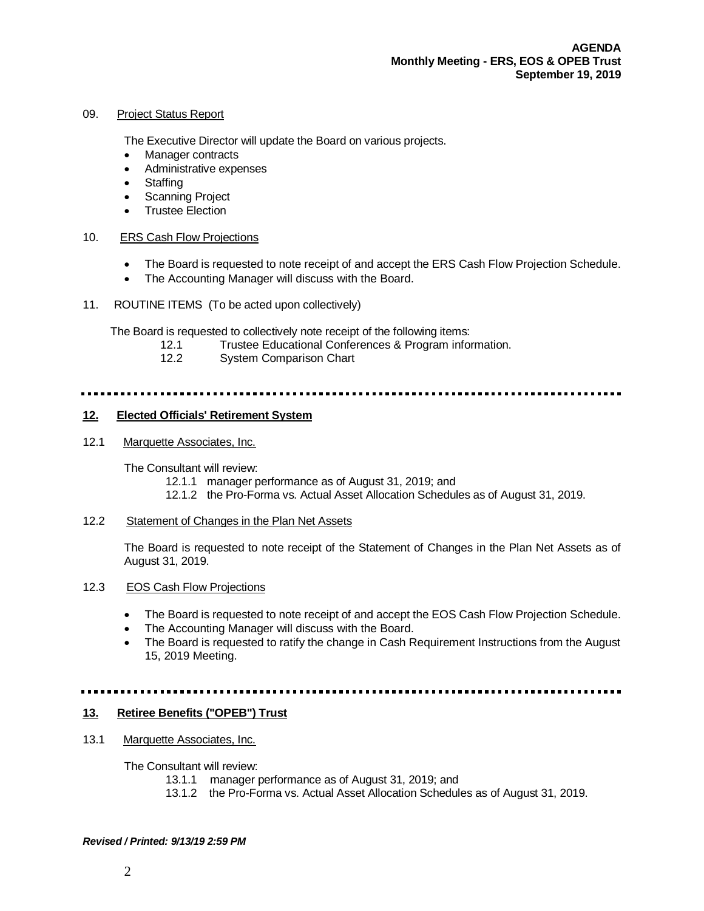09. Project Status Report

The Executive Director will update the Board on various projects.

- Manager contracts
- Administrative expenses
- Staffing
- Scanning Project
- Trustee Election

10. ERS Cash Flow Projections

- The Board is requested to note receipt of and accept the ERS Cash Flow Projection Schedule.
- The Accounting Manager will discuss with the Board.

11. ROUTINE ITEMS (To be acted upon collectively)

The Board is requested to collectively note receipt of the following items:

12.1 Trustee Educational Conferences & Program information.
12.2 System Comparison Chart

---

## 12. Elected Officials' Retirement System

12.1 Marquette Associates, Inc.

The Consultant will review:

12.1.1 manager performance as of August 31, 2019; and
12.1.2 the Pro-Forma vs. Actual Asset Allocation Schedules as of August 31, 2019.

12.2 Statement of Changes in the Plan Net Assets

The Board is requested to note receipt of the Statement of Changes in the Plan Net Assets as of August 31, 2019.

12.3 EOS Cash Flow Projections

- The Board is requested to note receipt of and accept the EOS Cash Flow Projection Schedule.
- The Accounting Manager will discuss with the Board.
- The Board is requested to ratify the change in Cash Requirement Instructions from the August 15, 2019 Meeting.

---

## 13. Retiree Benefits ("OPEB") Trust

13.1 Marquette Associates, Inc.

The Consultant will review:

13.1.1 manager performance as of August 31, 2019; and
13.1.2 the Pro-Forma vs. Actual Asset Allocation Schedules as of August 31, 2019.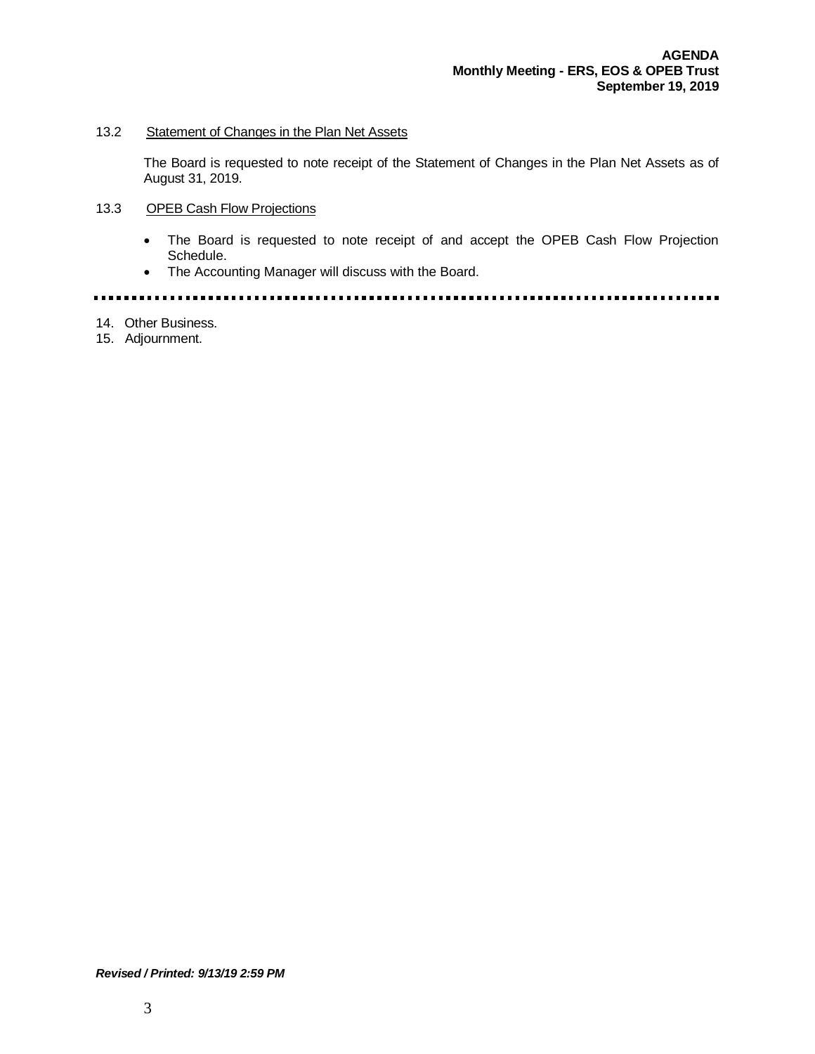13.2 Statement of Changes in the Plan Net Assets

The Board is requested to note receipt of the Statement of Changes in the Plan Net Assets as of August 31, 2019.

13.3 OPEB Cash Flow Projections

- The Board is requested to note receipt of and accept the OPEB Cash Flow Projection Schedule.
- The Accounting Manager will discuss with the Board.

---

14. Other Business.
15. Adjournment.

***Revised / Printed: 9/13/19 2:59 PM***